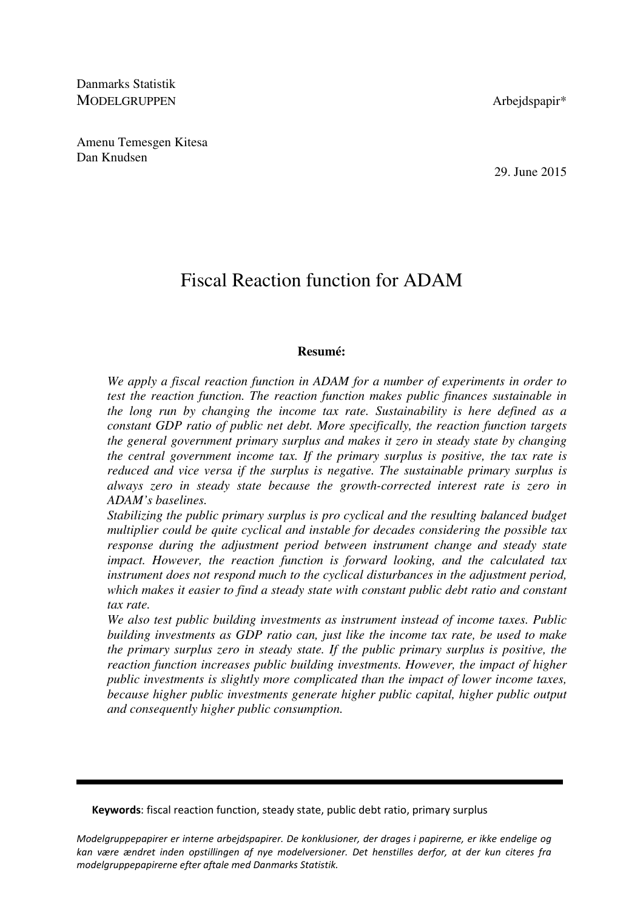Danmarks Statistik
MODELGRUPPEN

Arbejdspapir*

Amenu Temesgen Kitesa
Dan Knudsen

29. June 2015

# Fiscal Reaction function for ADAM

**Resumé:**

*We apply a fiscal reaction function in ADAM for a number of experiments in order to test the reaction function. The reaction function makes public finances sustainable in the long run by changing the income tax rate. Sustainability is here defined as a constant GDP ratio of public net debt. More specifically, the reaction function targets the general government primary surplus and makes it zero in steady state by changing the central government income tax. If the primary surplus is positive, the tax rate is reduced and vice versa if the surplus is negative. The sustainable primary surplus is always zero in steady state because the growth-corrected interest rate is zero in ADAM's baselines.*

*Stabilizing the public primary surplus is pro cyclical and the resulting balanced budget multiplier could be quite cyclical and instable for decades considering the possible tax response during the adjustment period between instrument change and steady state impact. However, the reaction function is forward looking, and the calculated tax instrument does not respond much to the cyclical disturbances in the adjustment period, which makes it easier to find a steady state with constant public debt ratio and constant tax rate.*

*We also test public building investments as instrument instead of income taxes. Public building investments as GDP ratio can, just like the income tax rate, be used to make the primary surplus zero in steady state. If the public primary surplus is positive, the reaction function increases public building investments. However, the impact of higher public investments is slightly more complicated than the impact of lower income taxes, because higher public investments generate higher public capital, higher public output and consequently higher public consumption.*

---

**Keywords**: fiscal reaction function, steady state, public debt ratio, primary surplus

*Modelgruppepapirer er interne arbejdspapirer. De konklusioner, der drages i papirerne, er ikke endelige og kan være ændret inden opstillingen af nye modelversioner. Det henstilles derfor, at der kun citeres fra modelgruppepapirerne efter aftale med Danmarks Statistik.*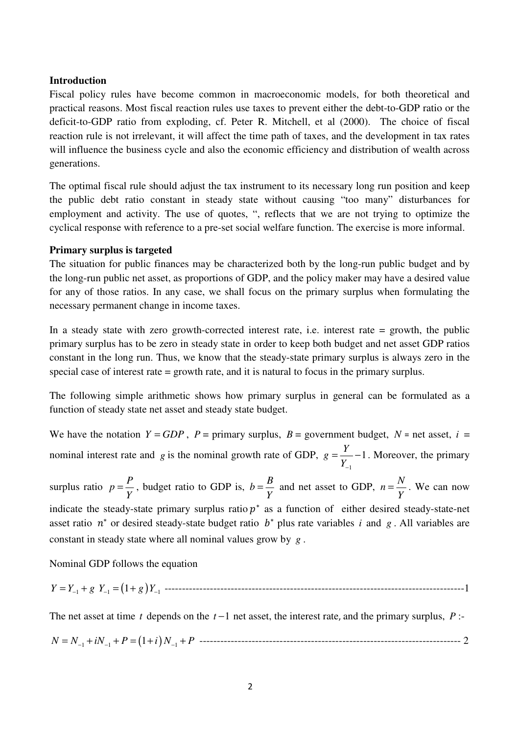**Introduction**

Fiscal policy rules have become common in macroeconomic models, for both theoretical and practical reasons. Most fiscal reaction rules use taxes to prevent either the debt-to-GDP ratio or the deficit-to-GDP ratio from exploding, cf. Peter R. Mitchell, et al (2000). The choice of fiscal reaction rule is not irrelevant, it will affect the time path of taxes, and the development in tax rates will influence the business cycle and also the economic efficiency and distribution of wealth across generations.

The optimal fiscal rule should adjust the tax instrument to its necessary long run position and keep the public debt ratio constant in steady state without causing "too many" disturbances for employment and activity. The use of quotes, ", reflects that we are not trying to optimize the cyclical response with reference to a pre-set social welfare function. The exercise is more informal.

**Primary surplus is targeted**

The situation for public finances may be characterized both by the long-run public budget and by the long-run public net asset, as proportions of GDP, and the policy maker may have a desired value for any of those ratios. In any case, we shall focus on the primary surplus when formulating the necessary permanent change in income taxes.

In a steady state with zero growth-corrected interest rate, i.e. interest rate = growth, the public primary surplus has to be zero in steady state in order to keep both budget and net asset GDP ratios constant in the long run. Thus, we know that the steady-state primary surplus is always zero in the special case of interest rate = growth rate, and it is natural to focus in the primary surplus.

The following simple arithmetic shows how primary surplus in general can be formulated as a function of steady state net asset and steady state budget.

We have the notation $Y = GDP$, $P$ = primary surplus, $B$ = government budget, $N$ = net asset, $i$ = nominal interest rate and $g$ is the nominal growth rate of GDP, $g = \frac{Y}{Y_{-1}} - 1$. Moreover, the primary surplus ratio $p = \frac{P}{Y}$, budget ratio to GDP is, $b = \frac{B}{Y}$ and net asset to GDP, $n = \frac{N}{Y}$. We can now indicate the steady-state primary surplus ratio $p^*$ as a function of either desired steady-state-net asset ratio $n^*$ or desired steady-state budget ratio $b^*$ plus rate variables $i$ and $g$. All variables are constant in steady state where all nominal values grow by $g$.

Nominal GDP follows the equation

$$Y = Y_{-1} + g\ Y_{-1} = (1+g)Y_{-1} \quad \text{------------------------------------------------------------------------------------1}$$

The net asset at time $t$ depends on the $t-1$ net asset, the interest rate, and the primary surplus, $P$ :-

$$N = N_{-1} + iN_{-1} + P = (1+i)N_{-1} + P \quad \text{-------------------------------------------------------------------------- 2}$$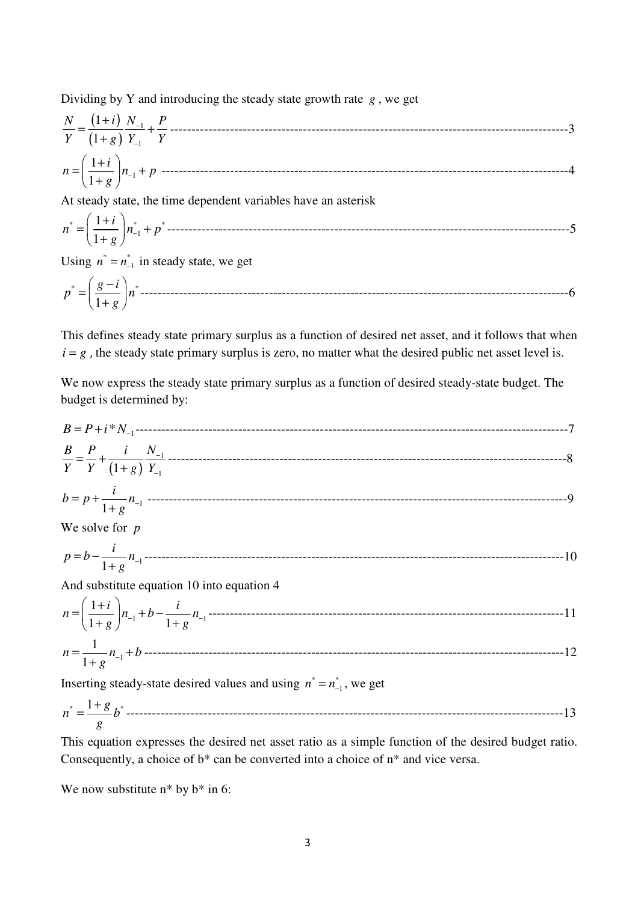Dividing by Y and introducing the steady state growth rate $g$, we get

$$\frac{N}{Y} = \frac{(1+i)}{(1+g)}\frac{N_{-1}}{Y_{-1}} + \frac{P}{Y} \quad \text{---3}$$

$$n = \left(\frac{1+i}{1+g}\right)n_{-1} + p \quad \text{---4}$$

At steady state, the time dependent variables have an asterisk

$$n^* = \left(\frac{1+i}{1+g}\right)n_{-1}^* + p^* \quad \text{---5}$$

Using $n^* = n_{-1}^*$ in steady state, we get

$$p^* = \left(\frac{g-i}{1+g}\right)n^* \quad \text{---6}$$

This defines steady state primary surplus as a function of desired net asset, and it follows that when $i = g$, the steady state primary surplus is zero, no matter what the desired public net asset level is.

We now express the steady state primary surplus as a function of desired steady-state budget. The budget is determined by:

$$B = P + i * N_{-1} \quad \text{---7}$$

$$\frac{B}{Y} = \frac{P}{Y} + \frac{i}{(1+g)}\frac{N_{-1}}{Y_{-1}} \quad \text{---8}$$

$$b = p + \frac{i}{1+g}n_{-1} \quad \text{---9}$$

We solve for $p$

$$p = b - \frac{i}{1+g}n_{-1} \quad \text{---10}$$

And substitute equation 10 into equation 4

$$n = \left(\frac{1+i}{1+g}\right)n_{-1} + b - \frac{i}{1+g}n_{-1} \quad \text{---11}$$

$$n = \frac{1}{1+g}n_{-1} + b \quad \text{---12}$$

Inserting steady-state desired values and using $n^* = n_{-1}^*$, we get

$$n^* = \frac{1+g}{g}b^* \quad \text{---13}$$

This equation expresses the desired net asset ratio as a simple function of the desired budget ratio. Consequently, a choice of b* can be converted into a choice of n* and vice versa.

We now substitute n* by b* in 6: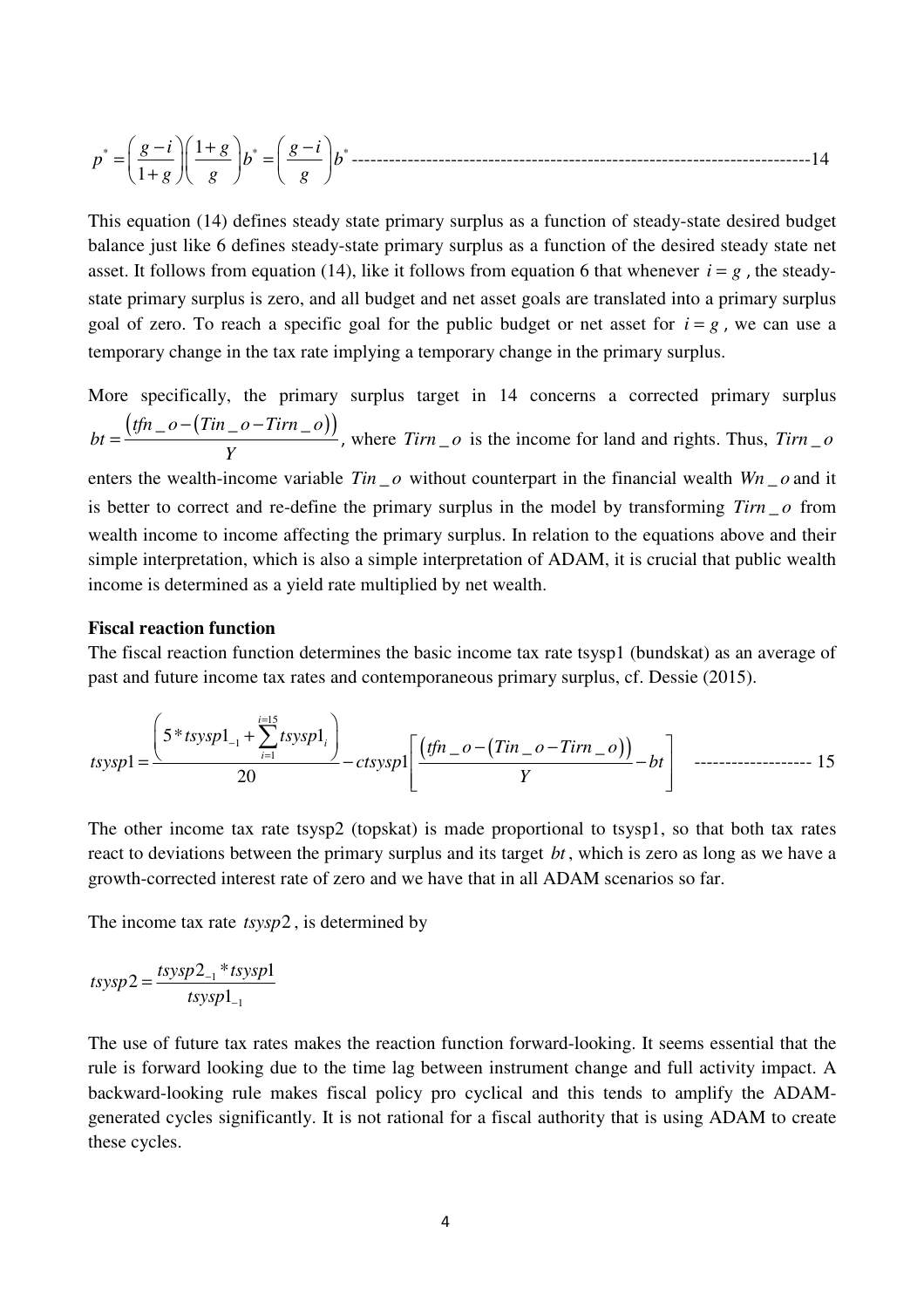$$p^{*} = \left(\frac{g-i}{1+g}\right)\left(\frac{1+g}{g}\right)b^{*} = \left(\frac{g-i}{g}\right)b^{*} \quad \text{--------------------------------------------------------------------------14}$$

This equation (14) defines steady state primary surplus as a function of steady-state desired budget balance just like 6 defines steady-state primary surplus as a function of the desired steady state net asset. It follows from equation (14), like it follows from equation 6 that whenever $i = g$, the steady-state primary surplus is zero, and all budget and net asset goals are translated into a primary surplus goal of zero. To reach a specific goal for the public budget or net asset for $i = g$, we can use a temporary change in the tax rate implying a temporary change in the primary surplus.

More specifically, the primary surplus target in 14 concerns a corrected primary surplus $bt = \frac{\left(tfn\_o - \left(Tin\_o - Tirn\_o\right)\right)}{Y}$, where $Tirn\_o$ is the income for land and rights. Thus, $Tirn\_o$ enters the wealth-income variable $Tin\_o$ without counterpart in the financial wealth $Wn\_o$ and it is better to correct and re-define the primary surplus in the model by transforming $Tirn\_o$ from wealth income to income affecting the primary surplus. In relation to the equations above and their simple interpretation, which is also a simple interpretation of ADAM, it is crucial that public wealth income is determined as a yield rate multiplied by net wealth.

**Fiscal reaction function**

The fiscal reaction function determines the basic income tax rate tsysp1 (bundskat) as an average of past and future income tax rates and contemporaneous primary surplus, cf. Dessie (2015).

$$tsysp1 = \frac{\left(5 * tsysp1_{-1} + \sum_{i=1}^{i=15} tsysp1_{i}\right)}{20} - ctsysp1\left[\frac{\left(tfn\_o - \left(Tin\_o - Tirn\_o\right)\right)}{Y} - bt\right] \quad \text{------------------- 15}$$

The other income tax rate tsysp2 (topskat) is made proportional to tsysp1, so that both tax rates react to deviations between the primary surplus and its target $bt$, which is zero as long as we have a growth-corrected interest rate of zero and we have that in all ADAM scenarios so far.

The income tax rate $tsysp2$, is determined by

$$tsysp2 = \frac{tsysp2_{-1} * tsysp1}{tsysp1_{-1}}$$

The use of future tax rates makes the reaction function forward-looking. It seems essential that the rule is forward looking due to the time lag between instrument change and full activity impact. A backward-looking rule makes fiscal policy pro cyclical and this tends to amplify the ADAM-generated cycles significantly. It is not rational for a fiscal authority that is using ADAM to create these cycles.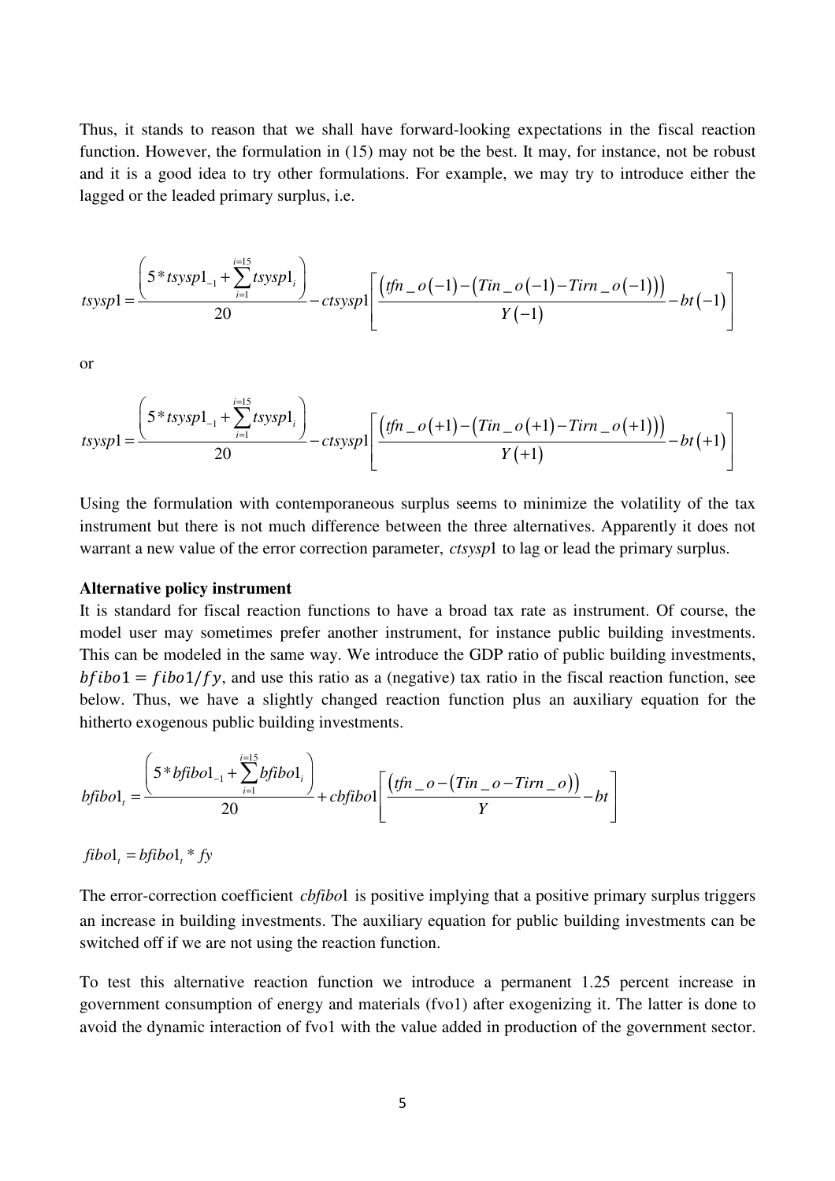Thus, it stands to reason that we shall have forward-looking expectations in the fiscal reaction function. However, the formulation in (15) may not be the best. It may, for instance, not be robust and it is a good idea to try other formulations. For example, we may try to introduce either the lagged or the leaded primary surplus, i.e.

$$tsysp1 = \frac{\left(5 * tsysp1_{-1} + \sum_{i=1}^{i=15} tsysp1_i\right)}{20} - ctsysp1\left[\frac{\left(tfn\_o(-1) - \left(Tin\_o(-1) - Tirn\_o(-1)\right)\right)}{Y(-1)} - bt(-1)\right]$$

or

$$tsysp1 = \frac{\left(5 * tsysp1_{-1} + \sum_{i=1}^{i=15} tsysp1_i\right)}{20} - ctsysp1\left[\frac{\left(tfn\_o(+1) - \left(Tin\_o(+1) - Tirn\_o(+1)\right)\right)}{Y(+1)} - bt(+1)\right]$$

Using the formulation with contemporaneous surplus seems to minimize the volatility of the tax instrument but there is not much difference between the three alternatives. Apparently it does not warrant a new value of the error correction parameter, *ctsysp*1 to lag or lead the primary surplus.

**Alternative policy instrument**

It is standard for fiscal reaction functions to have a broad tax rate as instrument. Of course, the model user may sometimes prefer another instrument, for instance public building investments. This can be modeled in the same way. We introduce the GDP ratio of public building investments, $bfibo1 = fibo1/fy$, and use this ratio as a (negative) tax ratio in the fiscal reaction function, see below. Thus, we have a slightly changed reaction function plus an auxiliary equation for the hitherto exogenous public building investments.

$$bfibo1_t = \frac{\left(5 * bfibo1_{-1} + \sum_{i=1}^{i=15} bfibo1_i\right)}{20} + cbfibo1\left[\frac{\left(tfn\_o - \left(Tin\_o - Tirn\_o\right)\right)}{Y} - bt\right]$$

$$fibo1_t = bfibo1_t * fy$$

The error-correction coefficient *cbfibo*1 is positive implying that a positive primary surplus triggers an increase in building investments. The auxiliary equation for public building investments can be switched off if we are not using the reaction function.

To test this alternative reaction function we introduce a permanent 1.25 percent increase in government consumption of energy and materials (fvo1) after exogenizing it. The latter is done to avoid the dynamic interaction of fvo1 with the value added in production of the government sector.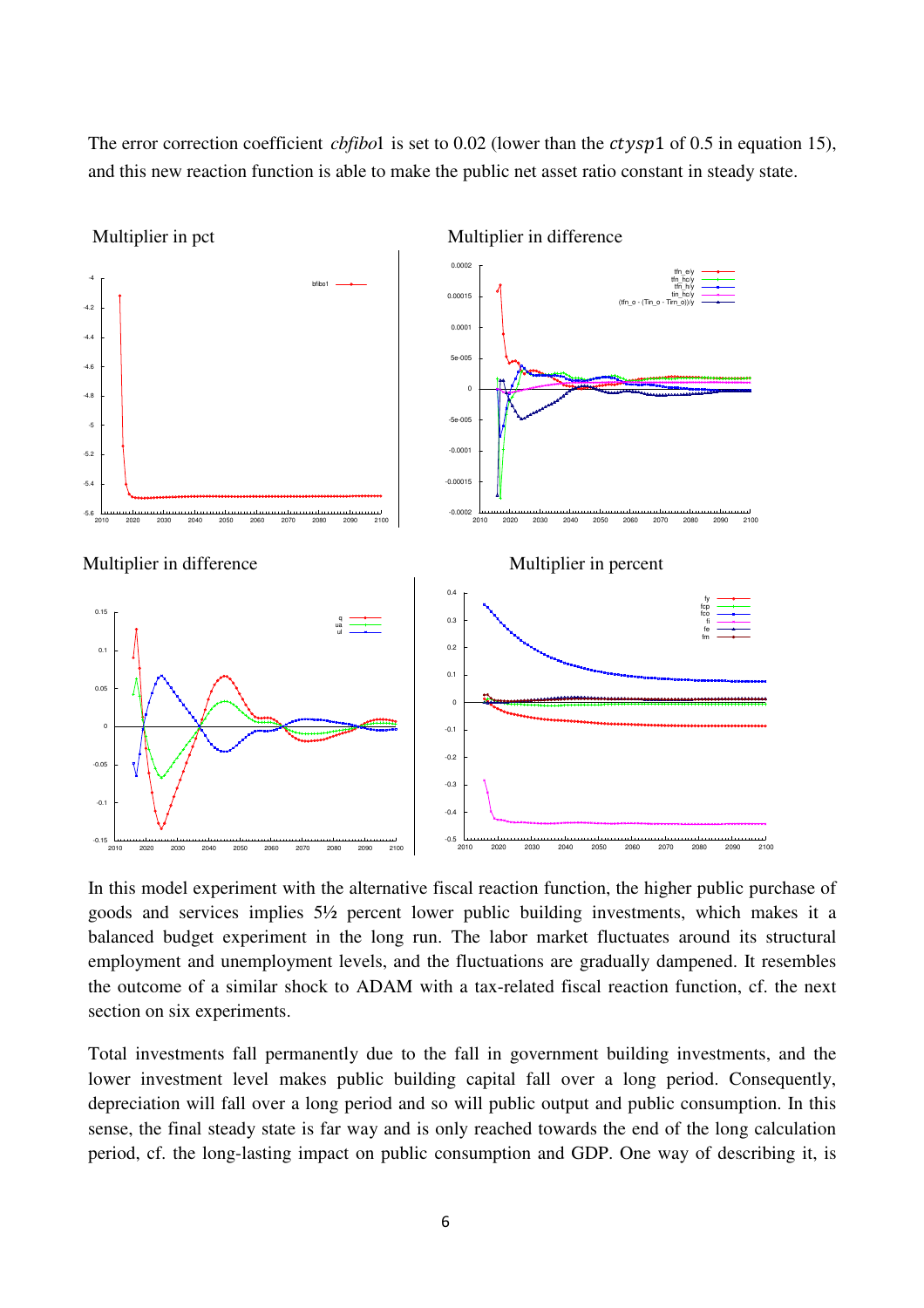The error correction coefficient $cbfibo1$ is set to 0.02 (lower than the $ctysp1$ of 0.5 in equation 15), and this new reaction function is able to make the public net asset ratio constant in steady state.

Multiplier in pct

Multiplier in difference

Multiplier in difference

Multiplier in percent

In this model experiment with the alternative fiscal reaction function, the higher public purchase of goods and services implies 5½ percent lower public building investments, which makes it a balanced budget experiment in the long run. The labor market fluctuates around its structural employment and unemployment levels, and the fluctuations are gradually dampened. It resembles the outcome of a similar shock to ADAM with a tax-related fiscal reaction function, cf. the next section on six experiments.

Total investments fall permanently due to the fall in government building investments, and the lower investment level makes public building capital fall over a long period. Consequently, depreciation will fall over a long period and so will public output and public consumption. In this sense, the final steady state is far way and is only reached towards the end of the long calculation period, cf. the long-lasting impact on public consumption and GDP. One way of describing it, is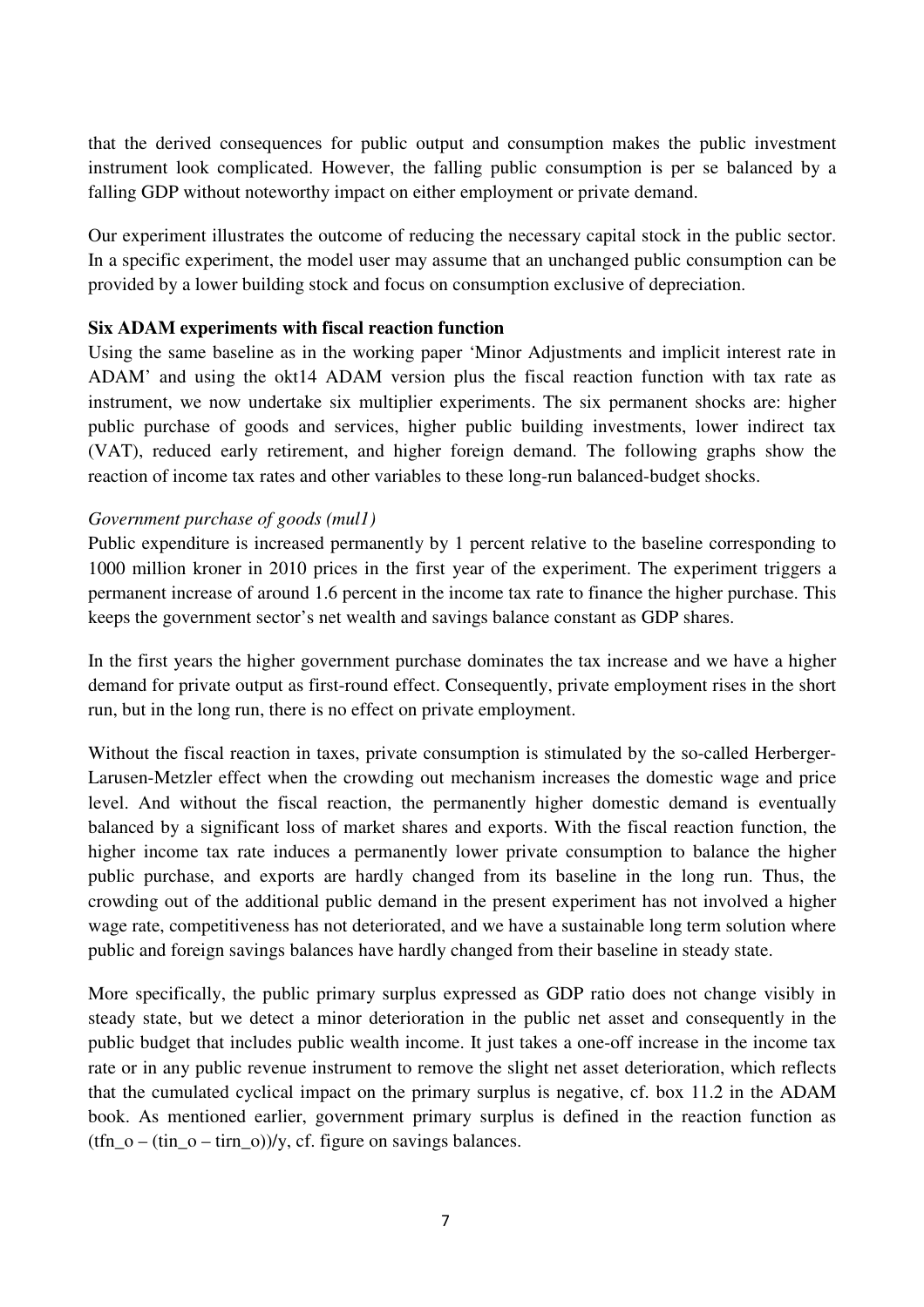that the derived consequences for public output and consumption makes the public investment instrument look complicated. However, the falling public consumption is per se balanced by a falling GDP without noteworthy impact on either employment or private demand.

Our experiment illustrates the outcome of reducing the necessary capital stock in the public sector. In a specific experiment, the model user may assume that an unchanged public consumption can be provided by a lower building stock and focus on consumption exclusive of depreciation.

**Six ADAM experiments with fiscal reaction function**

Using the same baseline as in the working paper 'Minor Adjustments and implicit interest rate in ADAM' and using the okt14 ADAM version plus the fiscal reaction function with tax rate as instrument, we now undertake six multiplier experiments. The six permanent shocks are: higher public purchase of goods and services, higher public building investments, lower indirect tax (VAT), reduced early retirement, and higher foreign demand. The following graphs show the reaction of income tax rates and other variables to these long-run balanced-budget shocks.

*Government purchase of goods (mul1)*

Public expenditure is increased permanently by 1 percent relative to the baseline corresponding to 1000 million kroner in 2010 prices in the first year of the experiment. The experiment triggers a permanent increase of around 1.6 percent in the income tax rate to finance the higher purchase. This keeps the government sector's net wealth and savings balance constant as GDP shares.

In the first years the higher government purchase dominates the tax increase and we have a higher demand for private output as first-round effect. Consequently, private employment rises in the short run, but in the long run, there is no effect on private employment.

Without the fiscal reaction in taxes, private consumption is stimulated by the so-called Herberger-Larusen-Metzler effect when the crowding out mechanism increases the domestic wage and price level. And without the fiscal reaction, the permanently higher domestic demand is eventually balanced by a significant loss of market shares and exports. With the fiscal reaction function, the higher income tax rate induces a permanently lower private consumption to balance the higher public purchase, and exports are hardly changed from its baseline in the long run. Thus, the crowding out of the additional public demand in the present experiment has not involved a higher wage rate, competitiveness has not deteriorated, and we have a sustainable long term solution where public and foreign savings balances have hardly changed from their baseline in steady state.

More specifically, the public primary surplus expressed as GDP ratio does not change visibly in steady state, but we detect a minor deterioration in the public net asset and consequently in the public budget that includes public wealth income. It just takes a one-off increase in the income tax rate or in any public revenue instrument to remove the slight net asset deterioration, which reflects that the cumulated cyclical impact on the primary surplus is negative, cf. box 11.2 in the ADAM book. As mentioned earlier, government primary surplus is defined in the reaction function as $(tfn\_o - (tin\_o - tirn\_o))/y$, cf. figure on savings balances.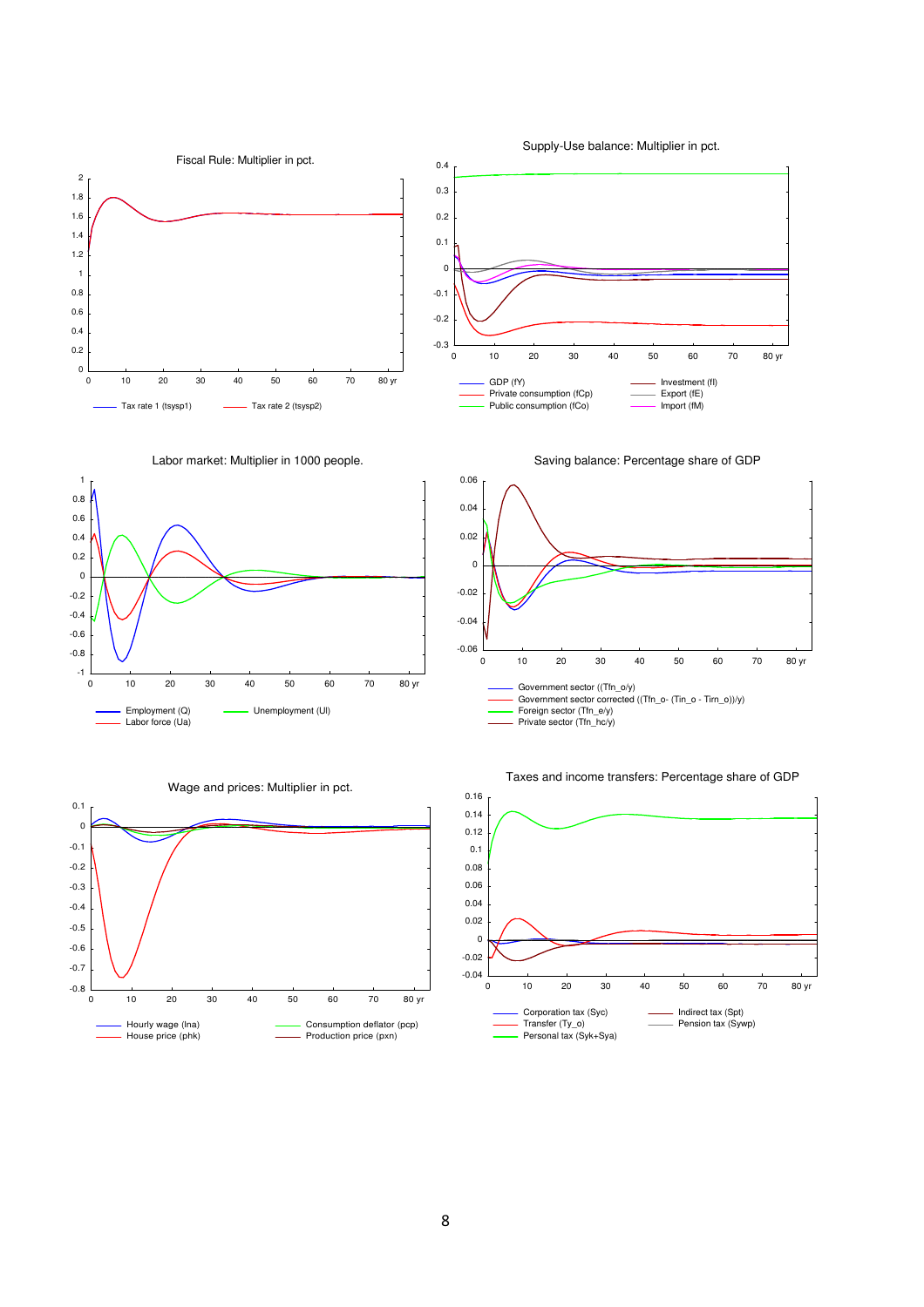Fiscal Rule: Multiplier in pct.

Tax rate 1 (tsysp1) — Tax rate 2 (tsysp2)

Supply-Use balance: Multiplier in pct.

GDP (fY), Private consumption (fCp), Public consumption (fCo), Investment (fI), Export (fE), Import (fM)

Labor market: Multiplier in 1000 people.

Employment (Q), Labor force (Ua), Unemployment (Ul)

Saving balance: Percentage share of GDP

Government sector ((Tfn_o/y), Government sector corrected ((Tfn_o- (Tin_o - Tirn_o))/y), Foreign sector (Tfn_e/y), Private sector (Tfn_hc/y)

Wage and prices: Multiplier in pct.

Hourly wage (lna), House price (phk), Consumption deflator (pcp), Production price (pxn)

Taxes and income transfers: Percentage share of GDP

Corporation tax (Syc), Transfer (Ty_o), Personal tax (Syk+Sya), Indirect tax (Spt), Pension tax (Sywp)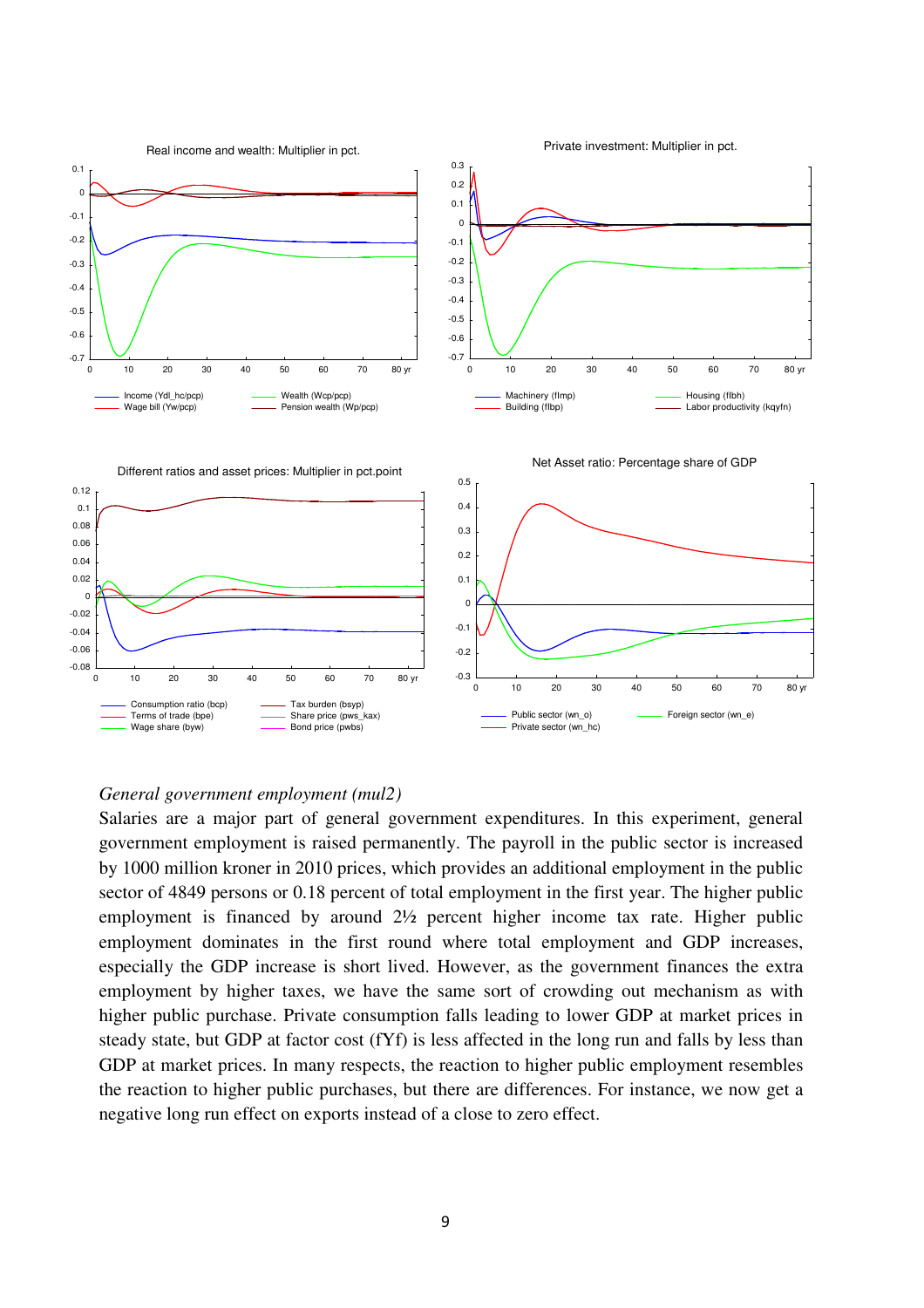*General government employment (mul2)*

Salaries are a major part of general government expenditures. In this experiment, general government employment is raised permanently. The payroll in the public sector is increased by 1000 million kroner in 2010 prices, which provides an additional employment in the public sector of 4849 persons or 0.18 percent of total employment in the first year. The higher public employment is financed by around 2½ percent higher income tax rate. Higher public employment dominates in the first round where total employment and GDP increases, especially the GDP increase is short lived. However, as the government finances the extra employment by higher taxes, we have the same sort of crowding out mechanism as with higher public purchase. Private consumption falls leading to lower GDP at market prices in steady state, but GDP at factor cost (fYf) is less affected in the long run and falls by less than GDP at market prices. In many respects, the reaction to higher public employment resembles the reaction to higher public purchases, but there are differences. For instance, we now get a negative long run effect on exports instead of a close to zero effect.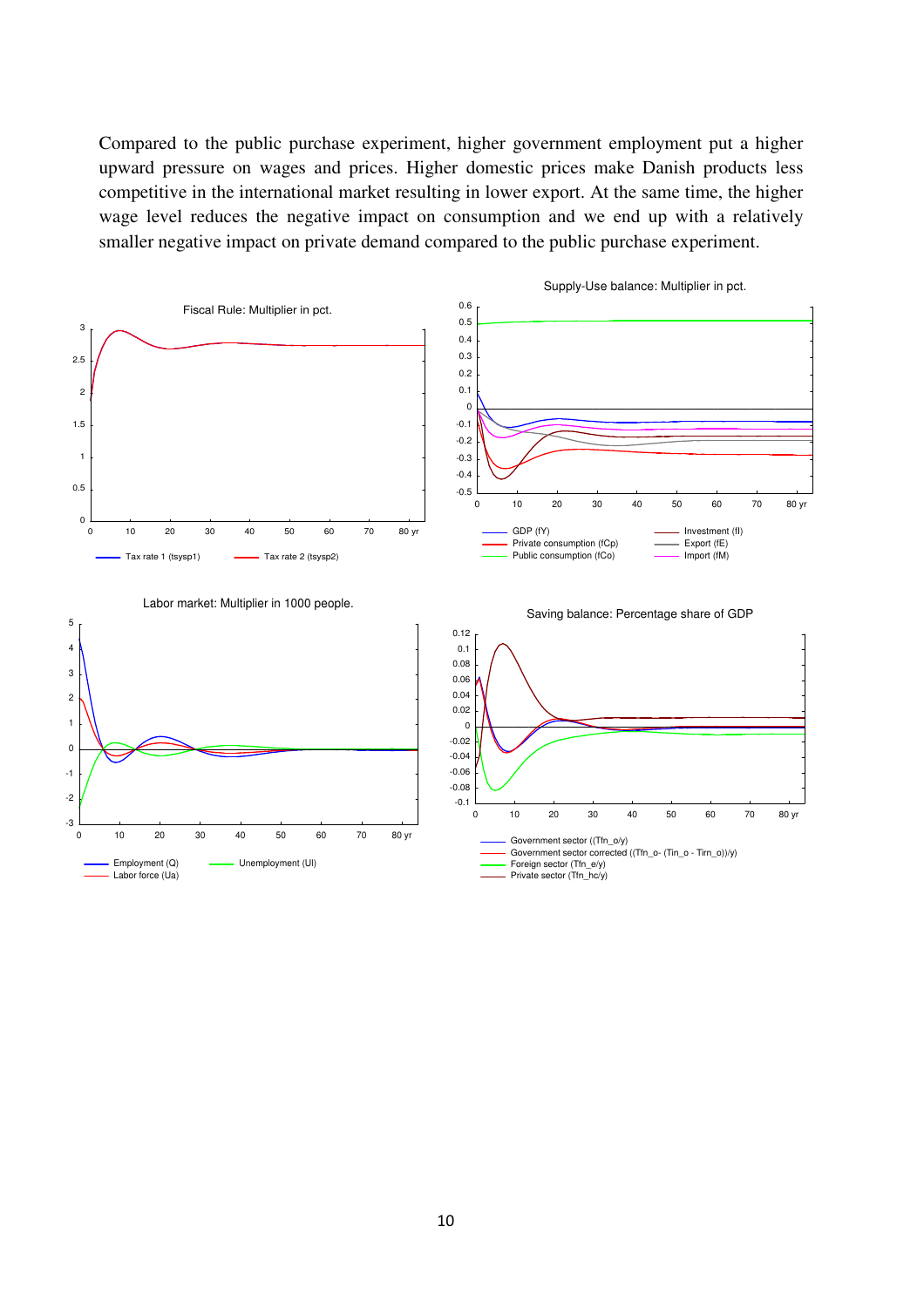Compared to the public purchase experiment, higher government employment put a higher upward pressure on wages and prices. Higher domestic prices make Danish products less competitive in the international market resulting in lower export. At the same time, the higher wage level reduces the negative impact on consumption and we end up with a relatively smaller negative impact on private demand compared to the public purchase experiment.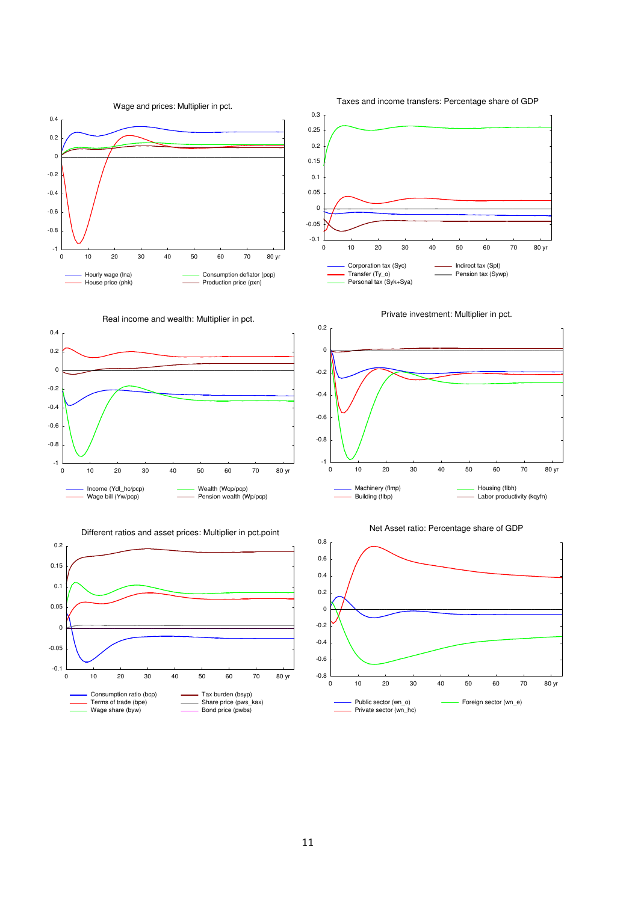Wage and prices: Multiplier in pct.

Hourly wage (lna) — House price (phk) — Consumption deflator (pcp) — Production price (pxn)

Taxes and income transfers: Percentage share of GDP

Corporation tax (Syc) — Transfer (Ty_o) — Personal tax (Syk+Sya) — Indirect tax (Spt) — Pension tax (Sywp)

Real income and wealth: Multiplier in pct.

Income (Ydl_hc/pcp) — Wage bill (Yw/pcp) — Wealth (Wcp/pcp) — Pension wealth (Wp/pcp)

Private investment: Multiplier in pct.

Machinery (flmp) — Building (flbp) — Housing (flbh) — Labor productivity (kqyfn)

Different ratios and asset prices: Multiplier in pct.point

Consumption ratio (bcp) — Terms of trade (bpe) — Wage share (byw) — Tax burden (bsyp) — Share price (pws_kax) — Bond price (pwbs)

Net Asset ratio: Percentage share of GDP

Public sector (wn_o) — Private sector (wn_hc) — Foreign sector (wn_e)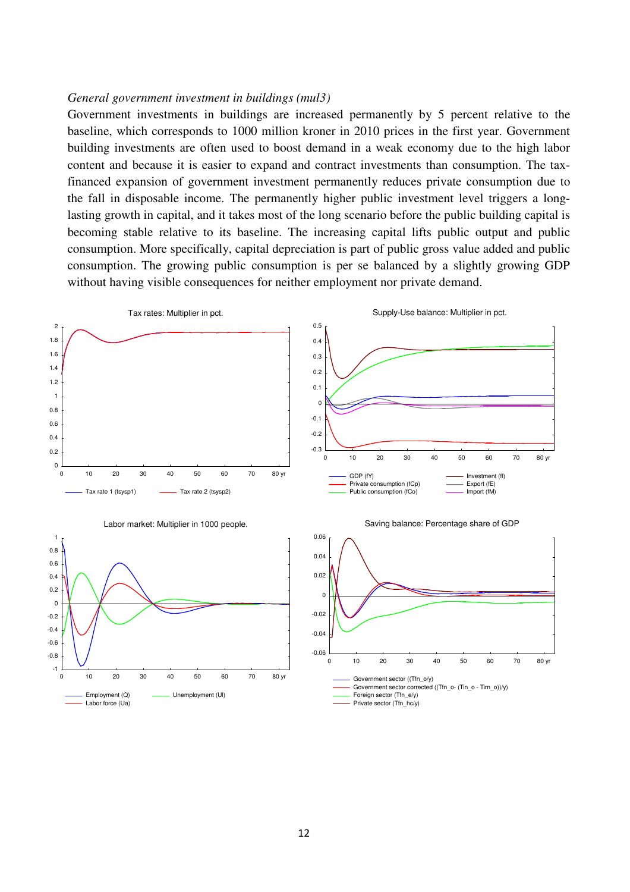*General government investment in buildings (mul3)*

Government investments in buildings are increased permanently by 5 percent relative to the baseline, which corresponds to 1000 million kroner in 2010 prices in the first year. Government building investments are often used to boost demand in a weak economy due to the high labor content and because it is easier to expand and contract investments than consumption. The tax-financed expansion of government investment permanently reduces private consumption due to the fall in disposable income. The permanently higher public investment level triggers a long-lasting growth in capital, and it takes most of the long scenario before the public building capital is becoming stable relative to its baseline. The increasing capital lifts public output and public consumption. More specifically, capital depreciation is part of public gross value added and public consumption. The growing public consumption is per se balanced by a slightly growing GDP without having visible consequences for neither employment nor private demand.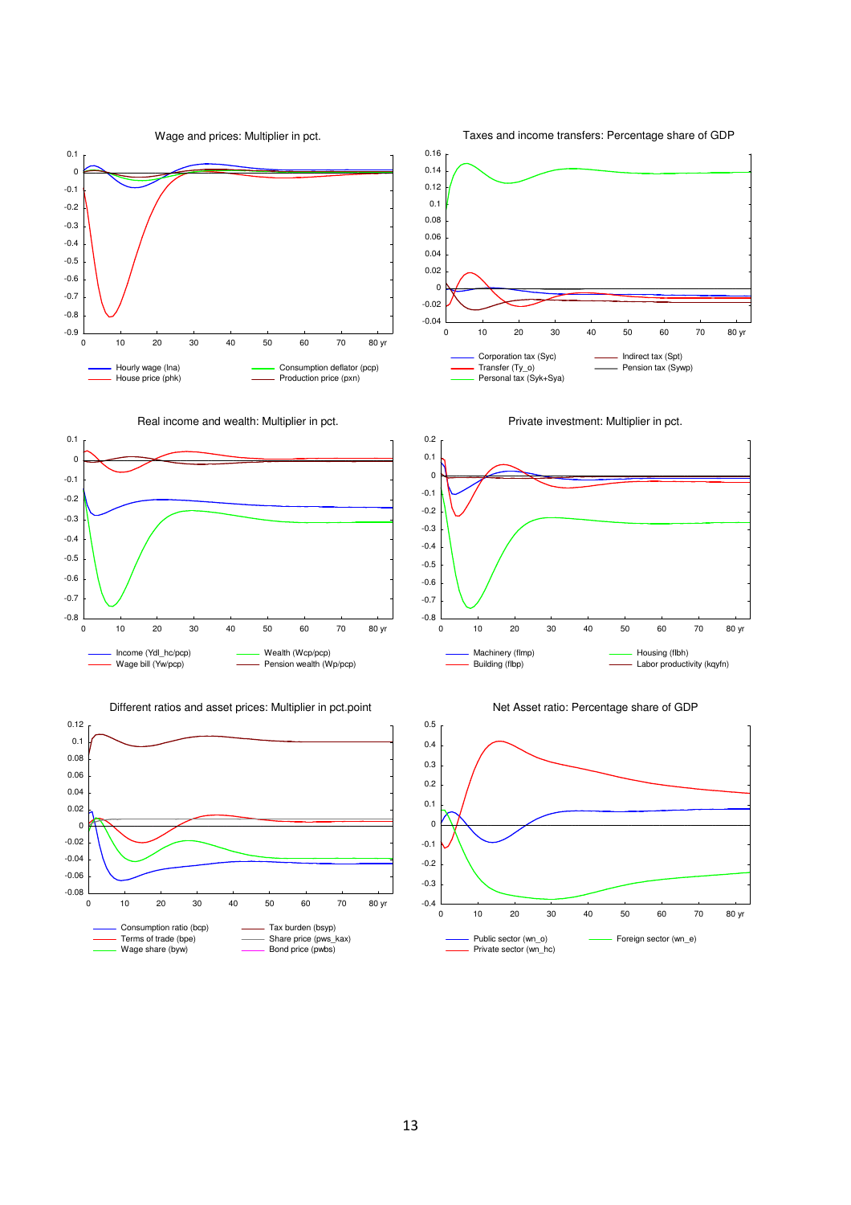Wage and prices: Multiplier in pct.

Hourly wage (lna) — House price (phk) — Consumption deflator (pcp) — Production price (pxn)

Taxes and income transfers: Percentage share of GDP

Corporation tax (Syc) — Transfer (Ty_o) — Personal tax (Syk+Sya) — Indirect tax (Spt) — Pension tax (Sywp)

Real income and wealth: Multiplier in pct.

Income (Ydl_hc/pcp) — Wage bill (Yw/pcp) — Wealth (Wcp/pcp) — Pension wealth (Wp/pcp)

Private investment: Multiplier in pct.

Machinery (fImp) — Building (fIbp) — Housing (fIbh) — Labor productivity (kqyfn)

Different ratios and asset prices: Multiplier in pct.point

Consumption ratio (bcp) — Terms of trade (bpe) — Wage share (byw) — Tax burden (bsyp) — Share price (pws_kax) — Bond price (pwbs)

Net Asset ratio: Percentage share of GDP

Public sector (wn_o) — Private sector (wn_hc) — Foreign sector (wn_e)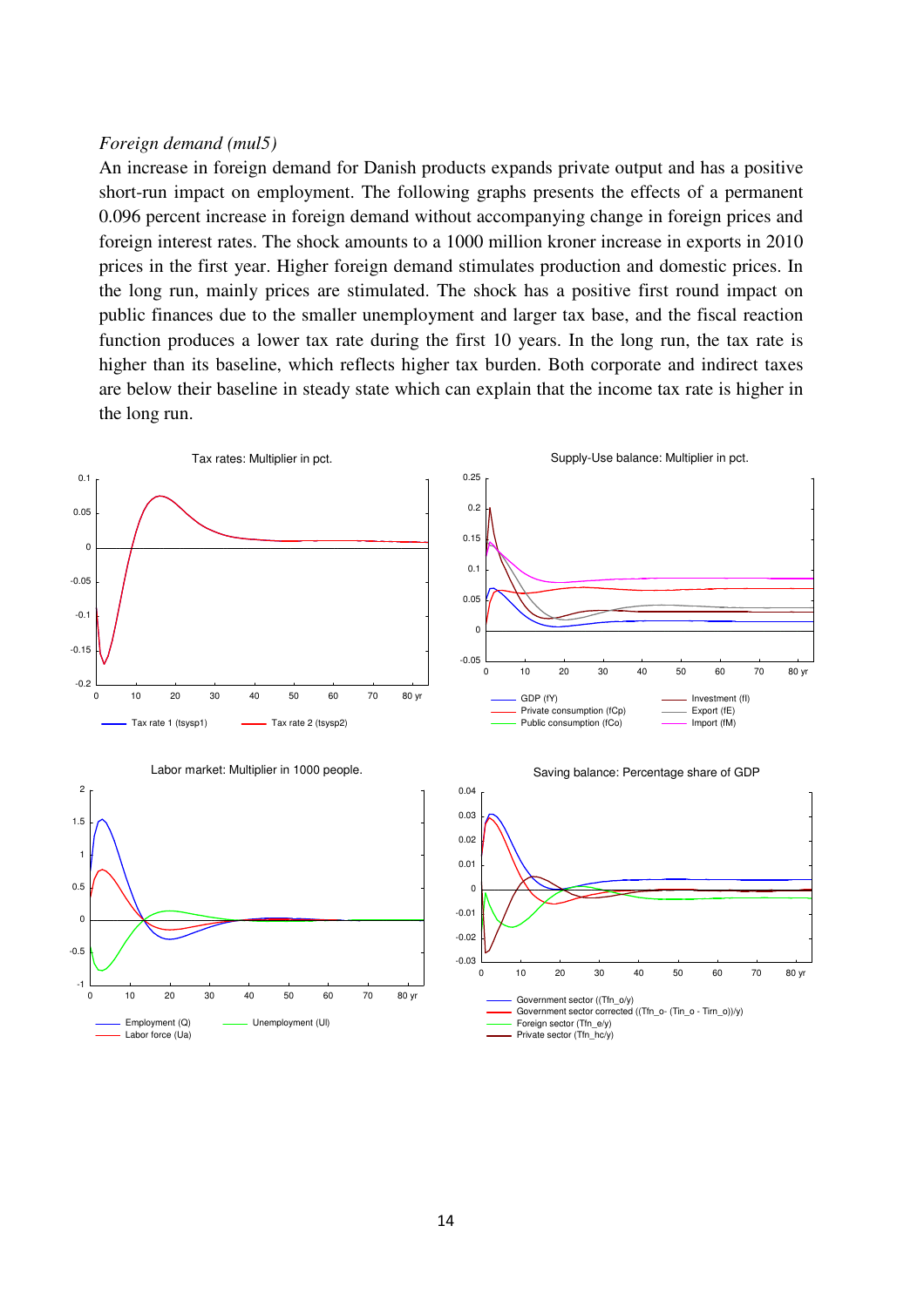*Foreign demand (mul5)*

An increase in foreign demand for Danish products expands private output and has a positive short-run impact on employment. The following graphs presents the effects of a permanent 0.096 percent increase in foreign demand without accompanying change in foreign prices and foreign interest rates. The shock amounts to a 1000 million kroner increase in exports in 2010 prices in the first year. Higher foreign demand stimulates production and domestic prices. In the long run, mainly prices are stimulated. The shock has a positive first round impact on public finances due to the smaller unemployment and larger tax base, and the fiscal reaction function produces a lower tax rate during the first 10 years. In the long run, the tax rate is higher than its baseline, which reflects higher tax burden. Both corporate and indirect taxes are below their baseline in steady state which can explain that the income tax rate is higher in the long run.

Tax rates: Multiplier in pct.

Tax rate 1 (tsysp1) — Tax rate 2 (tsysp2)

Supply-Use balance: Multiplier in pct.

GDP (fY), Private consumption (fCp), Public consumption (fCo), Investment (fI), Export (fE), Import (fM)

Labor market: Multiplier in 1000 people.

Employment (Q), Labor force (Ua), Unemployment (Ul)

Saving balance: Percentage share of GDP

Government sector ((Tfn_o/y)), Government sector corrected ((Tfn_o- (Tin_o - Tirn_o))/y), Foreign sector (Tfn_e/y), Private sector (Tfn_hc/y)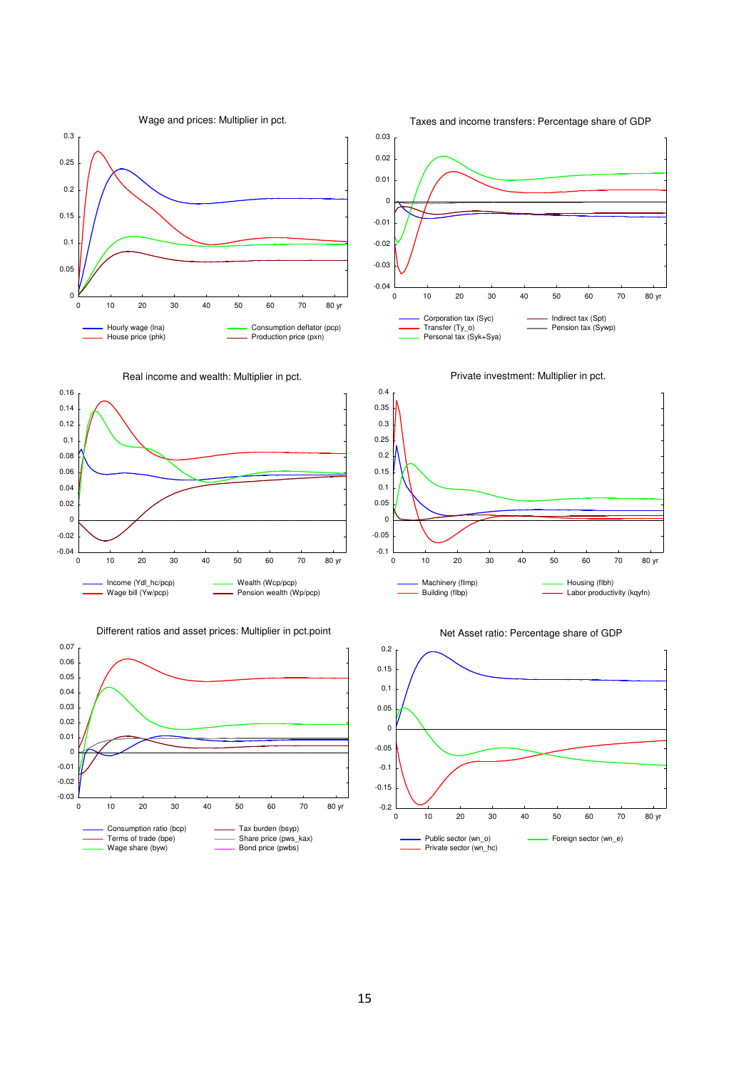### Wage and prices: Multiplier in pct.

Hourly wage (lna) — Consumption deflator (pcp) — House price (phk) — Production price (pxn)

### Taxes and income transfers: Percentage share of GDP

Corporation tax (Syc) — Indirect tax (Spt) — Transfer (Ty_o) — Pension tax (Sywp) — Personal tax (Syk+Sya)

### Real income and wealth: Multiplier in pct.

Income (Ydl_hc/pcp) — Wealth (Wcp/pcp) — Wage bill (Yw/pcp) — Pension wealth (Wp/pcp)

### Private investment: Multiplier in pct.

Machinery (fImp) — Housing (fIbh) — Building (fIbp) — Labor productivity (kqyfn)

### Different ratios and asset prices: Multiplier in pct.point

Consumption ratio (bcp) — Tax burden (bsyp) — Terms of trade (bpe) — Share price (pws_kax) — Wage share (byw) — Bond price (pwbs)

### Net Asset ratio: Percentage share of GDP

Public sector (wn_o) — Foreign sector (wn_e) — Private sector (wn_hc)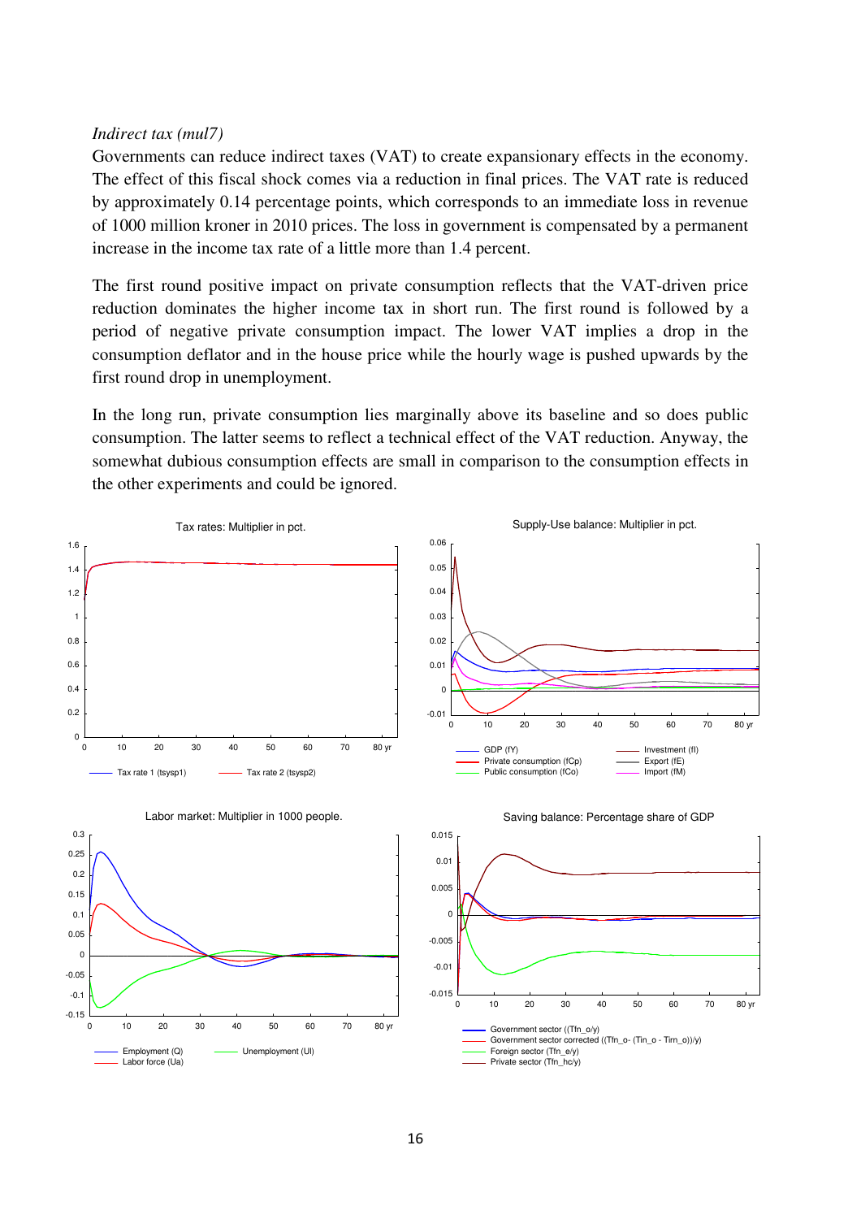*Indirect tax (mul7)*

Governments can reduce indirect taxes (VAT) to create expansionary effects in the economy. The effect of this fiscal shock comes via a reduction in final prices. The VAT rate is reduced by approximately 0.14 percentage points, which corresponds to an immediate loss in revenue of 1000 million kroner in 2010 prices. The loss in government is compensated by a permanent increase in the income tax rate of a little more than 1.4 percent.

The first round positive impact on private consumption reflects that the VAT-driven price reduction dominates the higher income tax in short run. The first round is followed by a period of negative private consumption impact. The lower VAT implies a drop in the consumption deflator and in the house price while the hourly wage is pushed upwards by the first round drop in unemployment.

In the long run, private consumption lies marginally above its baseline and so does public consumption. The latter seems to reflect a technical effect of the VAT reduction. Anyway, the somewhat dubious consumption effects are small in comparison to the consumption effects in the other experiments and could be ignored.

Tax rates: Multiplier in pct.

Tax rate 1 (tsysp1) — Tax rate 2 (tsysp2)

Supply-Use balance: Multiplier in pct.

GDP (fY) — Private consumption (fCp) — Public consumption (fCo) — Investment (fI) — Export (fE) — Import (fM)

Labor market: Multiplier in 1000 people.

Employment (Q) — Labor force (Ua) — Unemployment (Ul)

Saving balance: Percentage share of GDP

Government sector ((Tfn_o/y) — Government sector corrected ((Tfn_o- (Tin_o - Tirn_o))/y) — Foreign sector (Tfn_e/y) — Private sector (Tfn_hc/y)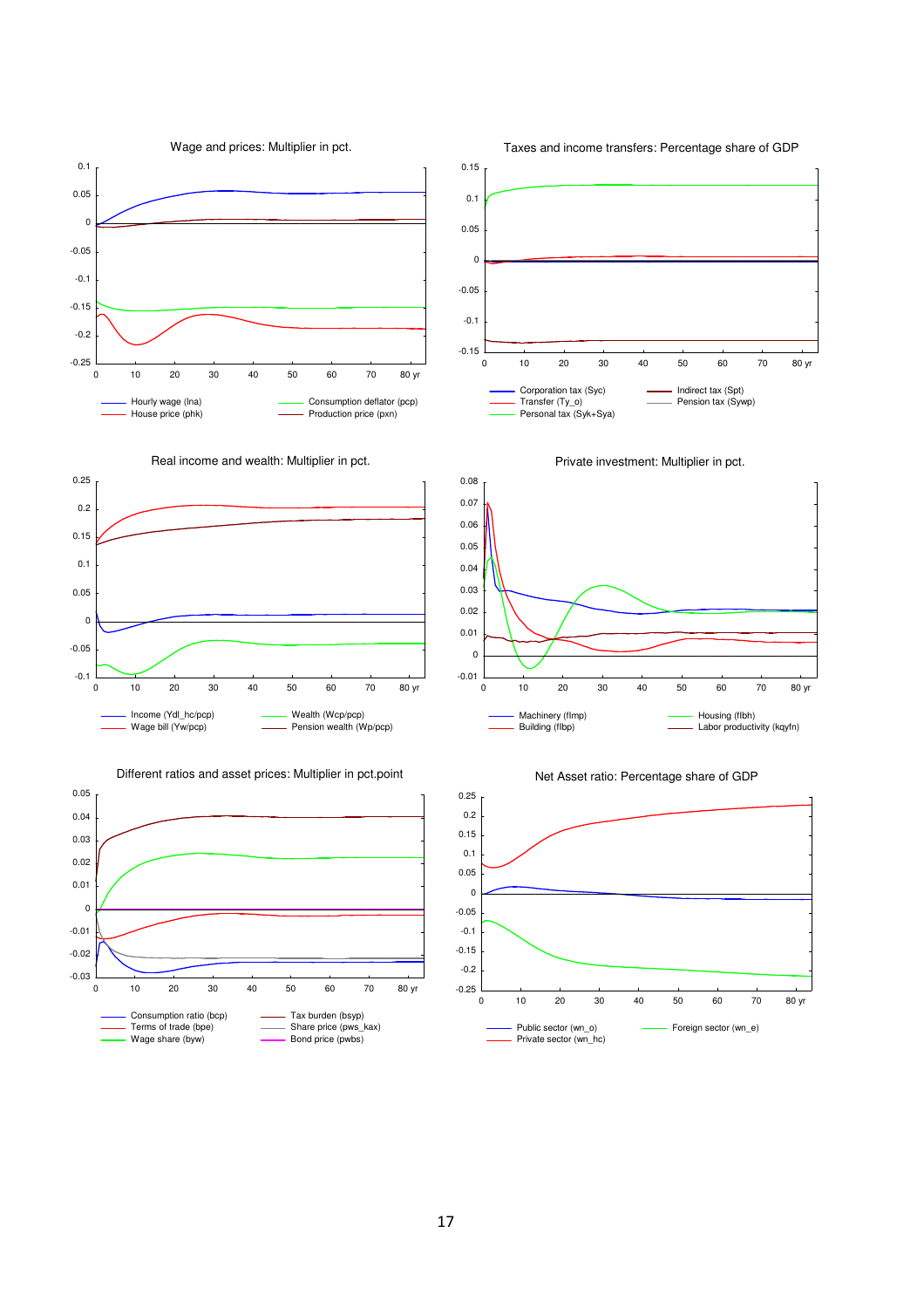Wage and prices: Multiplier in pct.

Hourly wage (lna) — Consumption deflator (pcp) — House price (phk) — Production price (pxn)

Taxes and income transfers: Percentage share of GDP

Corporation tax (Syc) — Indirect tax (Spt) — Transfer (Ty_o) — Pension tax (Sywp) — Personal tax (Syk+Sya)

Real income and wealth: Multiplier in pct.

Income (Ydl_hc/pcp) — Wealth (Wcp/pcp) — Wage bill (Yw/pcp) — Pension wealth (Wp/pcp)

Private investment: Multiplier in pct.

Machinery (fImp) — Housing (fIbh) — Building (fIbp) — Labor productivity (kqyfn)

Different ratios and asset prices: Multiplier in pct.point

Consumption ratio (bcp) — Tax burden (bsyp) — Terms of trade (bpe) — Share price (pws_kax) — Wage share (byw) — Bond price (pwbs)

Net Asset ratio: Percentage share of GDP

Public sector (wn_o) — Foreign sector (wn_e) — Private sector (wn_hc)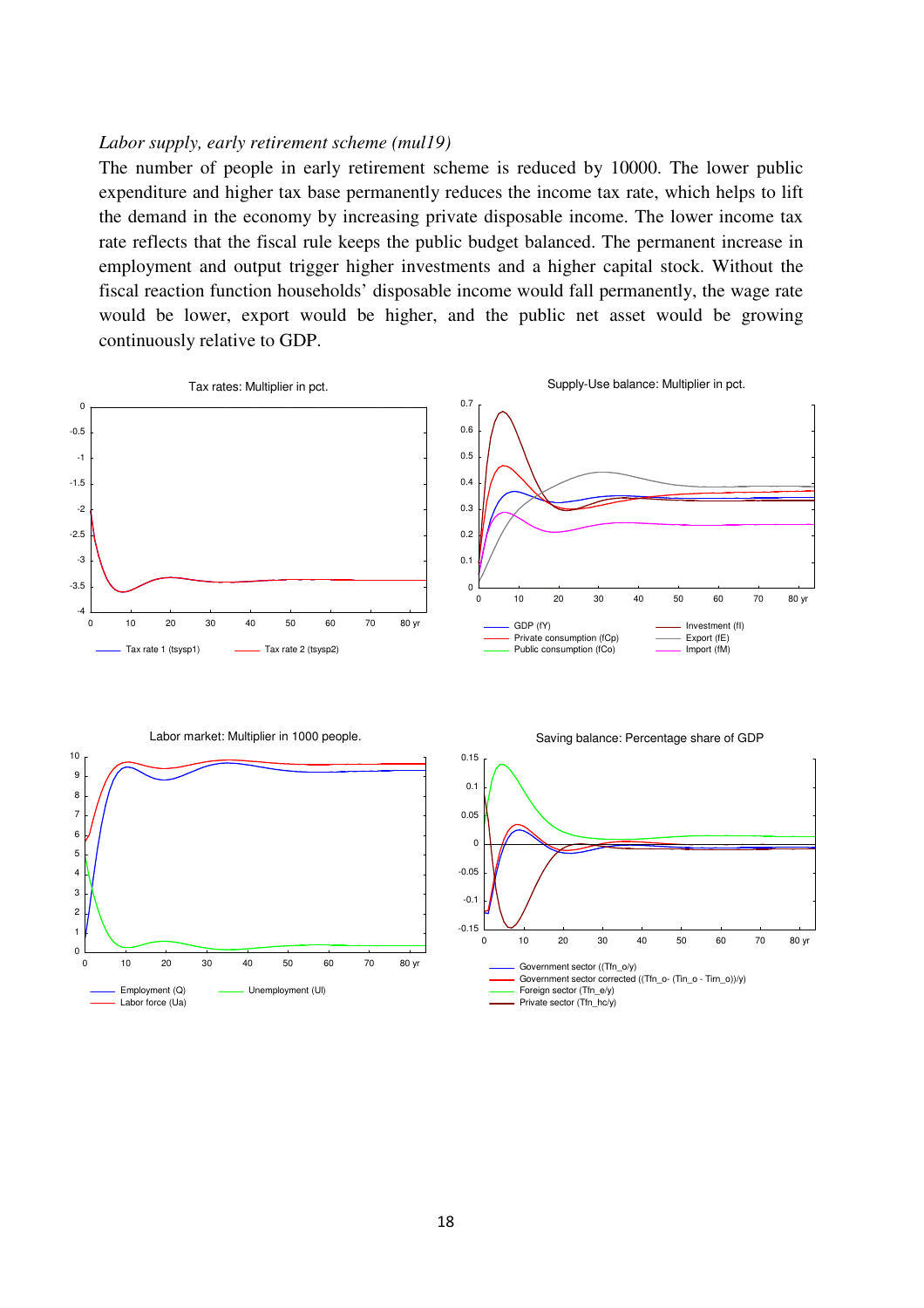*Labor supply, early retirement scheme (mul19)*

The number of people in early retirement scheme is reduced by 10000. The lower public expenditure and higher tax base permanently reduces the income tax rate, which helps to lift the demand in the economy by increasing private disposable income. The lower income tax rate reflects that the fiscal rule keeps the public budget balanced. The permanent increase in employment and output trigger higher investments and a higher capital stock. Without the fiscal reaction function households' disposable income would fall permanently, the wage rate would be lower, export would be higher, and the public net asset would be growing continuously relative to GDP.

Tax rates: Multiplier in pct.

Tax rate 1 (tsysp1) — Tax rate 2 (tsysp2)

Supply-Use balance: Multiplier in pct.

GDP (fY), Private consumption (fCp), Public consumption (fCo), Investment (fI), Export (fE), Import (fM)

Labor market: Multiplier in 1000 people.

Employment (Q), Labor force (Ua), Unemployment (Ul)

Saving balance: Percentage share of GDP

Government sector ((Tfn_o/y)), Government sector corrected ((Tfn_o- (Tin_o - Tim_o))/y), Foreign sector (Tfn_e/y), Private sector (Tfn_hc/y)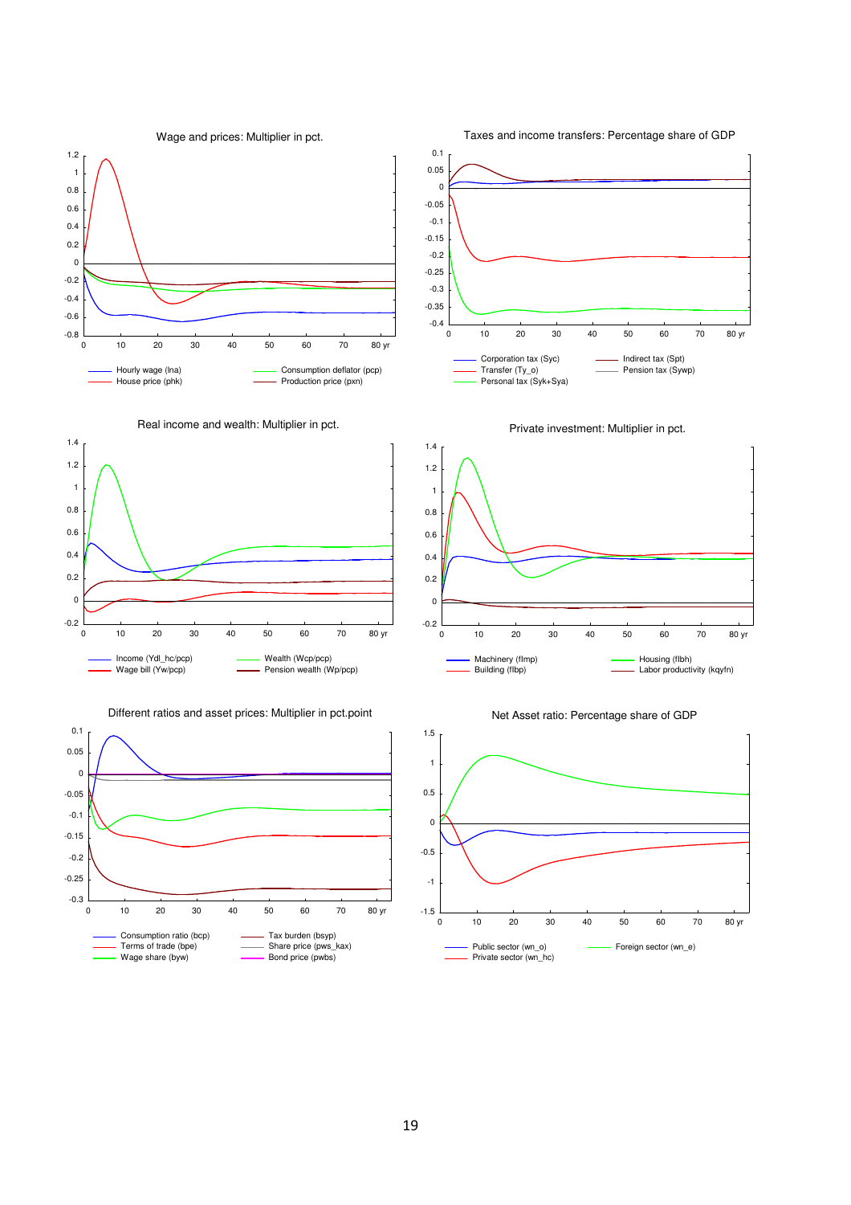Wage and prices: Multiplier in pct.

Hourly wage (lna) — Consumption deflator (pcp) — House price (phk) — Production price (pxn)

Taxes and income transfers: Percentage share of GDP

Corporation tax (Syc) — Indirect tax (Spt) — Transfer (Ty_o) — Pension tax (Sywp) — Personal tax (Syk+Sya)

Real income and wealth: Multiplier in pct.

Income (Ydl_hc/pcp) — Wealth (Wcp/pcp) — Wage bill (Yw/pcp) — Pension wealth (Wp/pcp)

Private investment: Multiplier in pct.

Machinery (flmp) — Housing (flbh) — Building (flbp) — Labor productivity (kqyfn)

Different ratios and asset prices: Multiplier in pct.point

Consumption ratio (bcp) — Tax burden (bsyp) — Terms of trade (bpe) — Share price (pws_kax) — Wage share (byw) — Bond price (pwbs)

Net Asset ratio: Percentage share of GDP

Public sector (wn_o) — Foreign sector (wn_e) — Private sector (wn_hc)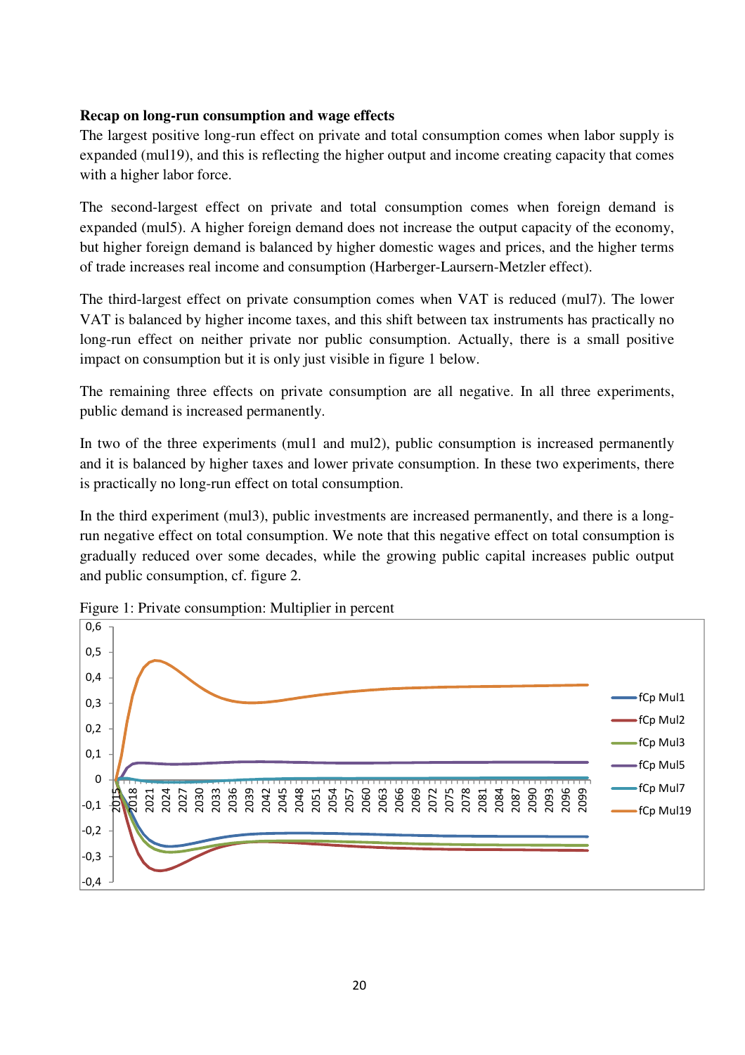**Recap on long-run consumption and wage effects**

The largest positive long-run effect on private and total consumption comes when labor supply is expanded (mul19), and this is reflecting the higher output and income creating capacity that comes with a higher labor force.

The second-largest effect on private and total consumption comes when foreign demand is expanded (mul5). A higher foreign demand does not increase the output capacity of the economy, but higher foreign demand is balanced by higher domestic wages and prices, and the higher terms of trade increases real income and consumption (Harberger-Laursern-Metzler effect).

The third-largest effect on private consumption comes when VAT is reduced (mul7). The lower VAT is balanced by higher income taxes, and this shift between tax instruments has practically no long-run effect on neither private nor public consumption. Actually, there is a small positive impact on consumption but it is only just visible in figure 1 below.

The remaining three effects on private consumption are all negative. In all three experiments, public demand is increased permanently.

In two of the three experiments (mul1 and mul2), public consumption is increased permanently and it is balanced by higher taxes and lower private consumption. In these two experiments, there is practically no long-run effect on total consumption.

In the third experiment (mul3), public investments are increased permanently, and there is a long-run negative effect on total consumption. We note that this negative effect on total consumption is gradually reduced over some decades, while the growing public capital increases public output and public consumption, cf. figure 2.

Figure 1: Private consumption: Multiplier in percent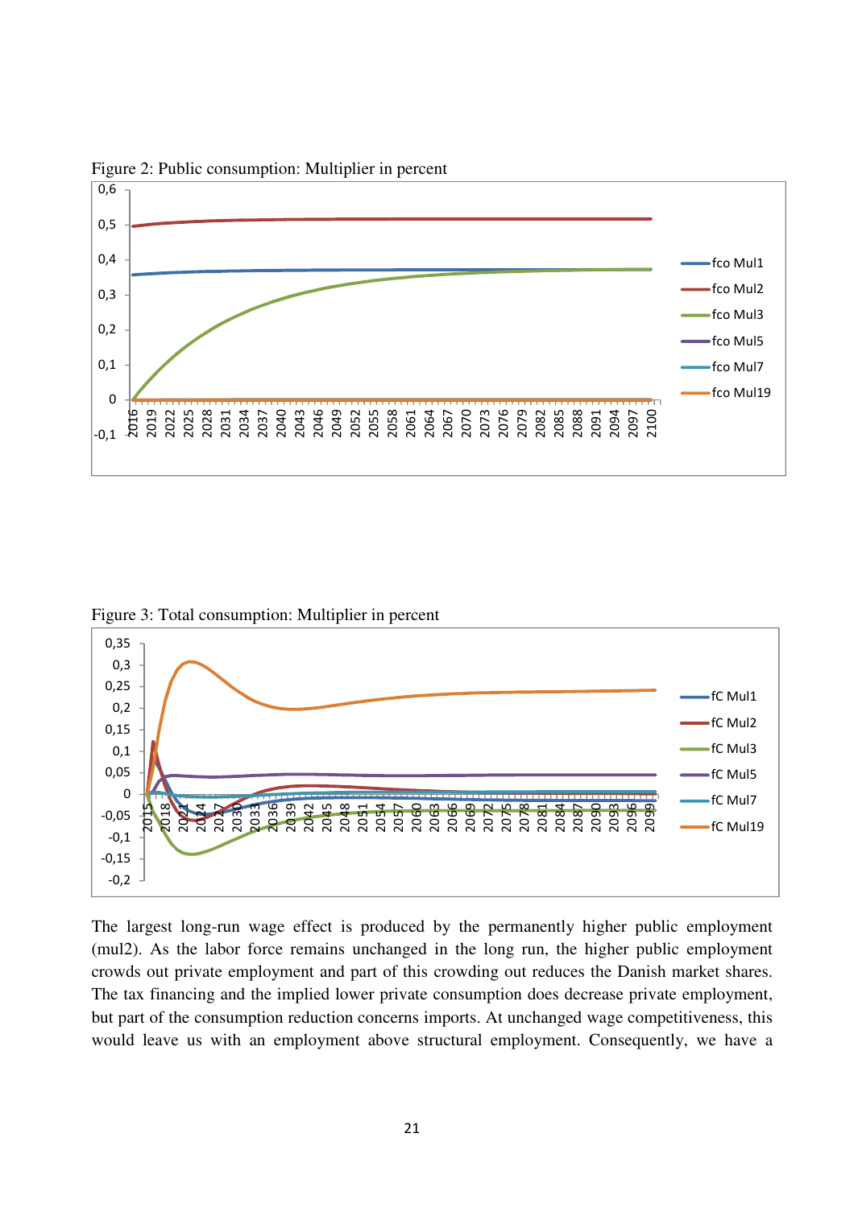Figure 2: Public consumption: Multiplier in percent

Figure 3: Total consumption: Multiplier in percent

The largest long-run wage effect is produced by the permanently higher public employment (mul2). As the labor force remains unchanged in the long run, the higher public employment crowds out private employment and part of this crowding out reduces the Danish market shares. The tax financing and the implied lower private consumption does decrease private employment, but part of the consumption reduction concerns imports. At unchanged wage competitiveness, this would leave us with an employment above structural employment. Consequently, we have a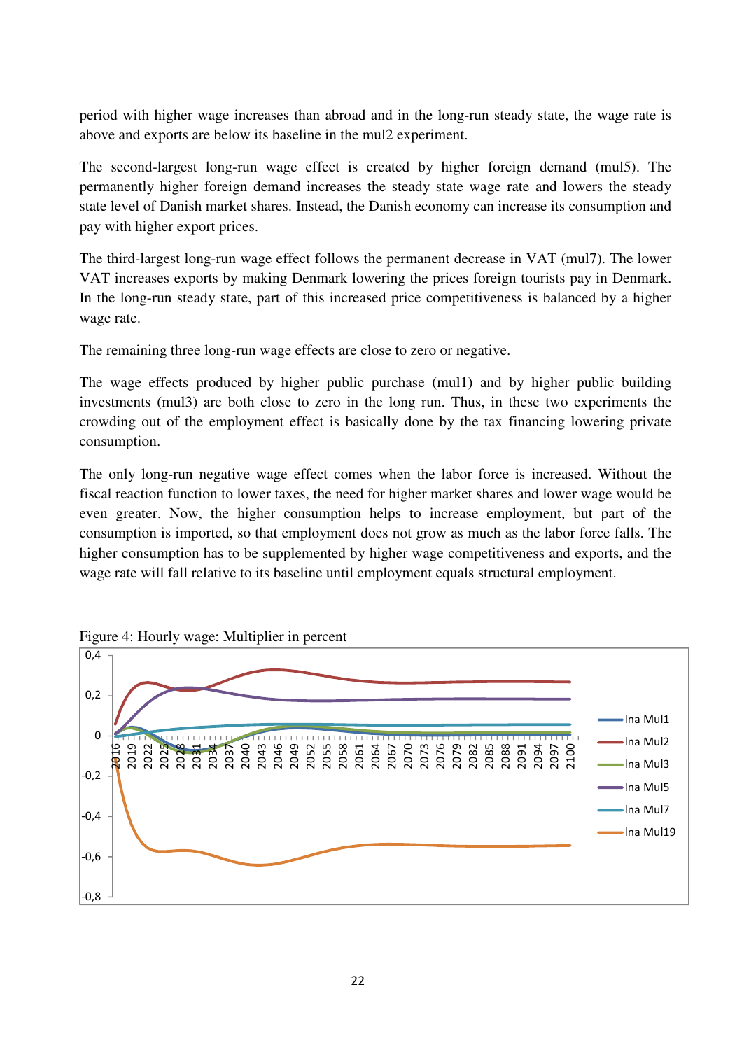period with higher wage increases than abroad and in the long-run steady state, the wage rate is above and exports are below its baseline in the mul2 experiment.

The second-largest long-run wage effect is created by higher foreign demand (mul5). The permanently higher foreign demand increases the steady state wage rate and lowers the steady state level of Danish market shares. Instead, the Danish economy can increase its consumption and pay with higher export prices.

The third-largest long-run wage effect follows the permanent decrease in VAT (mul7). The lower VAT increases exports by making Denmark lowering the prices foreign tourists pay in Denmark. In the long-run steady state, part of this increased price competitiveness is balanced by a higher wage rate.

The remaining three long-run wage effects are close to zero or negative.

The wage effects produced by higher public purchase (mul1) and by higher public building investments (mul3) are both close to zero in the long run. Thus, in these two experiments the crowding out of the employment effect is basically done by the tax financing lowering private consumption.

The only long-run negative wage effect comes when the labor force is increased. Without the fiscal reaction function to lower taxes, the need for higher market shares and lower wage would be even greater. Now, the higher consumption helps to increase employment, but part of the consumption is imported, so that employment does not grow as much as the labor force falls. The higher consumption has to be supplemented by higher wage competitiveness and exports, and the wage rate will fall relative to its baseline until employment equals structural employment.

Figure 4: Hourly wage: Multiplier in percent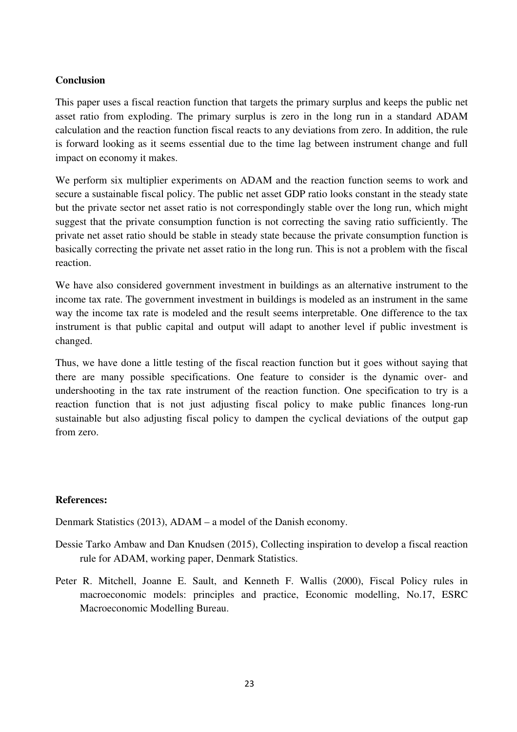**Conclusion**

This paper uses a fiscal reaction function that targets the primary surplus and keeps the public net asset ratio from exploding. The primary surplus is zero in the long run in a standard ADAM calculation and the reaction function fiscal reacts to any deviations from zero. In addition, the rule is forward looking as it seems essential due to the time lag between instrument change and full impact on economy it makes.

We perform six multiplier experiments on ADAM and the reaction function seems to work and secure a sustainable fiscal policy. The public net asset GDP ratio looks constant in the steady state but the private sector net asset ratio is not correspondingly stable over the long run, which might suggest that the private consumption function is not correcting the saving ratio sufficiently. The private net asset ratio should be stable in steady state because the private consumption function is basically correcting the private net asset ratio in the long run. This is not a problem with the fiscal reaction.

We have also considered government investment in buildings as an alternative instrument to the income tax rate. The government investment in buildings is modeled as an instrument in the same way the income tax rate is modeled and the result seems interpretable. One difference to the tax instrument is that public capital and output will adapt to another level if public investment is changed.

Thus, we have done a little testing of the fiscal reaction function but it goes without saying that there are many possible specifications. One feature to consider is the dynamic over- and undershooting in the tax rate instrument of the reaction function. One specification to try is a reaction function that is not just adjusting fiscal policy to make public finances long-run sustainable but also adjusting fiscal policy to dampen the cyclical deviations of the output gap from zero.

**References:**

Denmark Statistics (2013), ADAM – a model of the Danish economy.

Dessie Tarko Ambaw and Dan Knudsen (2015), Collecting inspiration to develop a fiscal reaction rule for ADAM, working paper, Denmark Statistics.

Peter R. Mitchell, Joanne E. Sault, and Kenneth F. Wallis (2000), Fiscal Policy rules in macroeconomic models: principles and practice, Economic modelling, No.17, ESRC Macroeconomic Modelling Bureau.